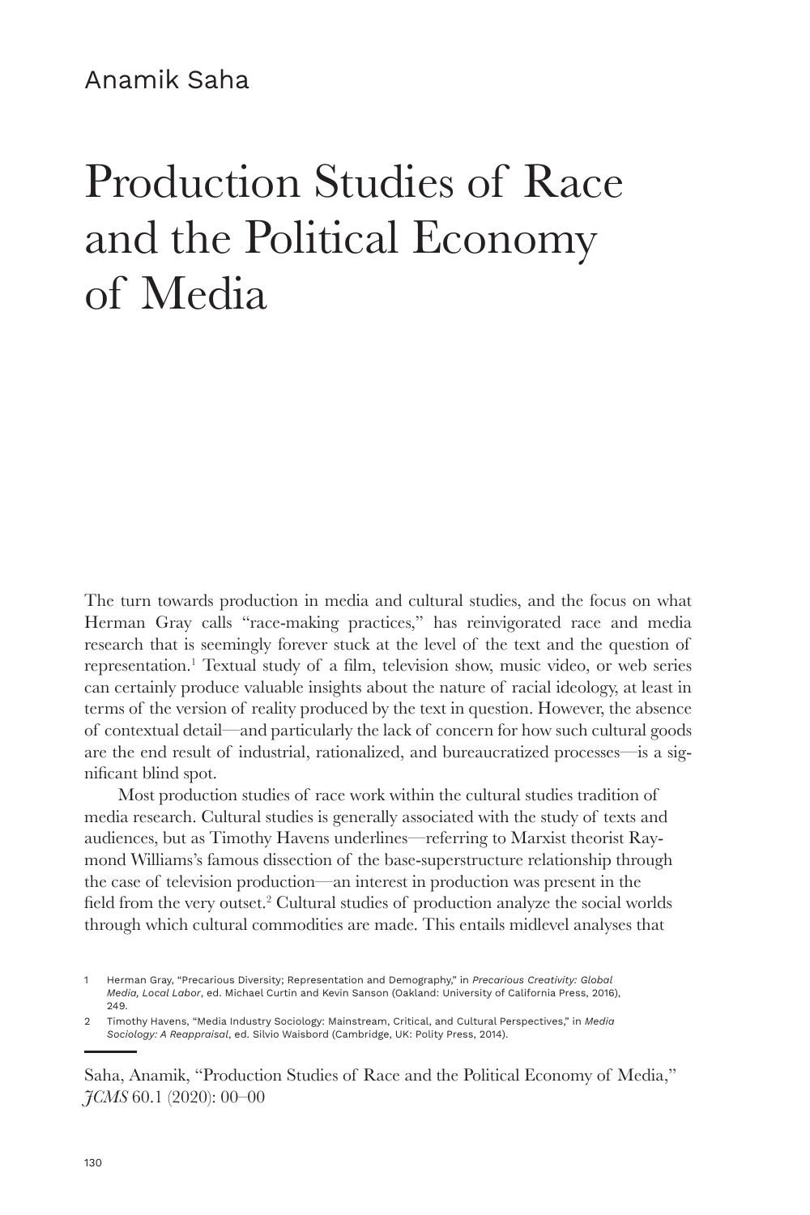Anamik Saha

# Production Studies of Race and the Political Economy of Media

The turn towards production in media and cultural studies, and the focus on what Herman Gray calls "race-making practices," has reinvigorated race and media research that is seemingly forever stuck at the level of the text and the question of representation.[1] Textual study of a film, television show, music video, or web series can certainly produce valuable insights about the nature of racial ideology, at least in terms of the version of reality produced by the text in question. However, the absence of contextual detail—and particularly the lack of concern for how such cultural goods are the end result of industrial, rationalized, and bureaucratized processes—is a significant blind spot.

Most production studies of race work within the cultural studies tradition of media research. Cultural studies is generally associated with the study of texts and audiences, but as Timothy Havens underlines—referring to Marxist theorist Raymond Williams's famous dissection of the base-superstructure relationship through the case of television production—an interest in production was present in the field from the very outset.[2] Cultural studies of production analyze the social worlds through which cultural commodities are made. This entails midlevel analyses that

1 Herman Gray, "Precarious Diversity; Representation and Demography," in *Precarious Creativity: Global Media, Local Labor*, ed. Michael Curtin and Kevin Sanson (Oakland: University of California Press, 2016), 249.

2 Timothy Havens, "Media Industry Sociology: Mainstream, Critical, and Cultural Perspectives," in *Media Sociology: A Reappraisal*, ed. Silvio Waisbord (Cambridge, UK: Polity Press, 2014).

Saha, Anamik, "Production Studies of Race and the Political Economy of Media," *JCMS* 60.1 (2020): 00–00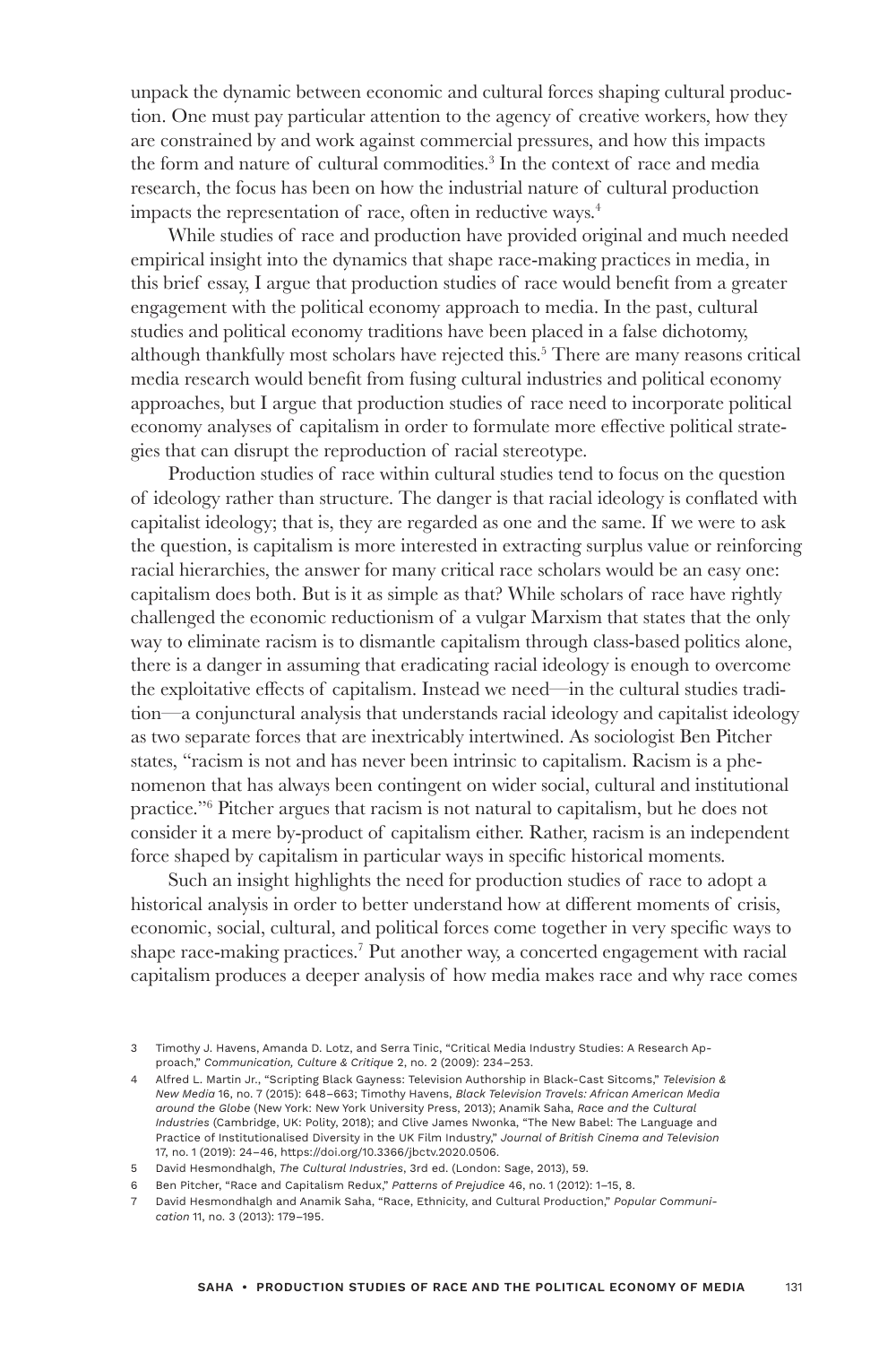unpack the dynamic between economic and cultural forces shaping cultural production. One must pay particular attention to the agency of creative workers, how they are constrained by and work against commercial pressures, and how this impacts the form and nature of cultural commodities.[3] In the context of race and media research, the focus has been on how the industrial nature of cultural production impacts the representation of race, often in reductive ways.[4]

While studies of race and production have provided original and much needed empirical insight into the dynamics that shape race-making practices in media, in this brief essay, I argue that production studies of race would benefit from a greater engagement with the political economy approach to media. In the past, cultural studies and political economy traditions have been placed in a false dichotomy, although thankfully most scholars have rejected this.[5] There are many reasons critical media research would benefit from fusing cultural industries and political economy approaches, but I argue that production studies of race need to incorporate political economy analyses of capitalism in order to formulate more effective political strategies that can disrupt the reproduction of racial stereotype.

Production studies of race within cultural studies tend to focus on the question of ideology rather than structure. The danger is that racial ideology is conflated with capitalist ideology; that is, they are regarded as one and the same. If we were to ask the question, is capitalism is more interested in extracting surplus value or reinforcing racial hierarchies, the answer for many critical race scholars would be an easy one: capitalism does both. But is it as simple as that? While scholars of race have rightly challenged the economic reductionism of a vulgar Marxism that states that the only way to eliminate racism is to dismantle capitalism through class-based politics alone, there is a danger in assuming that eradicating racial ideology is enough to overcome the exploitative effects of capitalism. Instead we need—in the cultural studies tradition—a conjunctural analysis that understands racial ideology and capitalist ideology as two separate forces that are inextricably intertwined. As sociologist Ben Pitcher states, "racism is not and has never been intrinsic to capitalism. Racism is a phenomenon that has always been contingent on wider social, cultural and institutional practice."[6] Pitcher argues that racism is not natural to capitalism, but he does not consider it a mere by-product of capitalism either. Rather, racism is an independent force shaped by capitalism in particular ways in specific historical moments.

Such an insight highlights the need for production studies of race to adopt a historical analysis in order to better understand how at different moments of crisis, economic, social, cultural, and political forces come together in very specific ways to shape race-making practices.[7] Put another way, a concerted engagement with racial capitalism produces a deeper analysis of how media makes race and why race comes

---

3 Timothy J. Havens, Amanda D. Lotz, and Serra Tinic, "Critical Media Industry Studies: A Research Approach," *Communication, Culture & Critique* 2, no. 2 (2009): 234–253.

4 Alfred L. Martin Jr., "Scripting Black Gayness: Television Authorship in Black-Cast Sitcoms," *Television & New Media* 16, no. 7 (2015): 648–663; Timothy Havens, *Black Television Travels: African American Media around the Globe* (New York: New York University Press, 2013); Anamik Saha, *Race and the Cultural Industries* (Cambridge, UK: Polity, 2018); and Clive James Nwonka, "The New Babel: The Language and Practice of Institutionalised Diversity in the UK Film Industry," *Journal of British Cinema and Television* 17, no. 1 (2019): 24–46, https://doi.org/10.3366/jbctv.2020.0506.

5 David Hesmondhalgh, *The Cultural Industries*, 3rd ed. (London: Sage, 2013), 59.

6 Ben Pitcher, "Race and Capitalism Redux," *Patterns of Prejudice* 46, no. 1 (2012): 1–15, 8.

7 David Hesmondhalgh and Anamik Saha, "Race, Ethnicity, and Cultural Production," *Popular Communication* 11, no. 3 (2013): 179–195.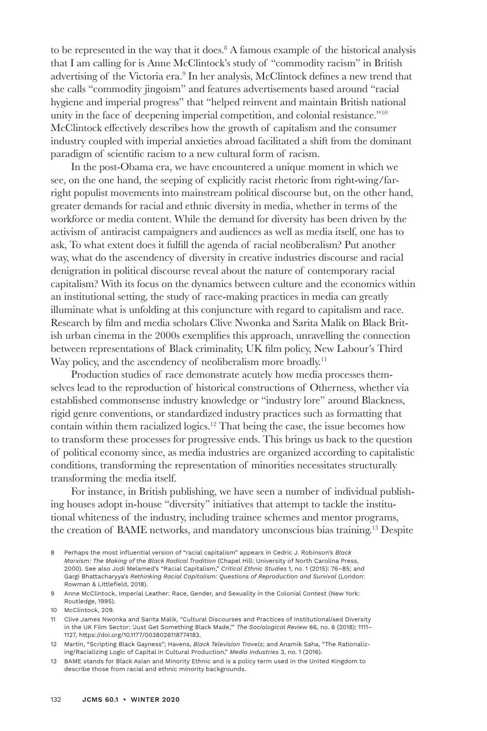to be represented in the way that it does.[8] A famous example of the historical analysis that I am calling for is Anne McClintock's study of "commodity racism" in British advertising of the Victoria era.[9] In her analysis, McClintock defines a new trend that she calls "commodity jingoism" and features advertisements based around "racial hygiene and imperial progress" that "helped reinvent and maintain British national unity in the face of deepening imperial competition, and colonial resistance."[10] McClintock effectively describes how the growth of capitalism and the consumer industry coupled with imperial anxieties abroad facilitated a shift from the dominant paradigm of scientific racism to a new cultural form of racism.

In the post-Obama era, we have encountered a unique moment in which we see, on the one hand, the seeping of explicitly racist rhetoric from right-wing/far-right populist movements into mainstream political discourse but, on the other hand, greater demands for racial and ethnic diversity in media, whether in terms of the workforce or media content. While the demand for diversity has been driven by the activism of antiracist campaigners and audiences as well as media itself, one has to ask, To what extent does it fulfill the agenda of racial neoliberalism? Put another way, what do the ascendency of diversity in creative industries discourse and racial denigration in political discourse reveal about the nature of contemporary racial capitalism? With its focus on the dynamics between culture and the economics within an institutional setting, the study of race-making practices in media can greatly illuminate what is unfolding at this conjuncture with regard to capitalism and race. Research by film and media scholars Clive Nwonka and Sarita Malik on Black British urban cinema in the 2000s exemplifies this approach, unravelling the connection between representations of Black criminality, UK film policy, New Labour's Third Way policy, and the ascendency of neoliberalism more broadly.[11]

Production studies of race demonstrate acutely how media processes themselves lead to the reproduction of historical constructions of Otherness, whether via established commonsense industry knowledge or "industry lore" around Blackness, rigid genre conventions, or standardized industry practices such as formatting that contain within them racialized logics.[12] That being the case, the issue becomes how to transform these processes for progressive ends. This brings us back to the question of political economy since, as media industries are organized according to capitalistic conditions, transforming the representation of minorities necessitates structurally transforming the media itself.

For instance, in British publishing, we have seen a number of individual publishing houses adopt in-house "diversity" initiatives that attempt to tackle the institutional whiteness of the industry, including trainee schemes and mentor programs, the creation of BAME networks, and mandatory unconscious bias training.[13] Despite

---

8 Perhaps the most influential version of "racial capitalism" appears in Cedric J. Robinson's *Black Marxism: The Making of the Black Radical Tradition* (Chapel Hill: University of North Carolina Press, 2000). See also Jodi Melamed's "Racial Capitalism," *Critical Ethnic Studies* 1, no. 1 (2015): 76–85; and Gargi Bhattacharyya's *Rethinking Racial Capitalism: Questions of Reproduction and Survival* (London: Rowman & Littlefield, 2018).

9 Anne McClintock, Imperial Leather: Race, Gender, and Sexuality in the Colonial Contest (New York: Routledge, 1995).

10 McClintock, 209.

11 Clive James Nwonka and Sarita Malik, "Cultural Discourses and Practices of Institutionalised Diversity in the UK Film Sector: 'Just Get Something Black Made,'" *The Sociological Review* 66, no. 6 (2018): 1111–1127, https://doi.org/10.1177/0038026118774183.

12 Martin, "Scripting Black Gayness"; Havens, *Black Television Travels*; and Anamik Saha, "The Rationalizing/Racializing Logic of Capital in Cultural Production," *Media Industries* 3, no. 1 (2016).

13 BAME stands for Black Asian and Minority Ethnic and is a policy term used in the United Kingdom to describe those from racial and ethnic minority backgrounds.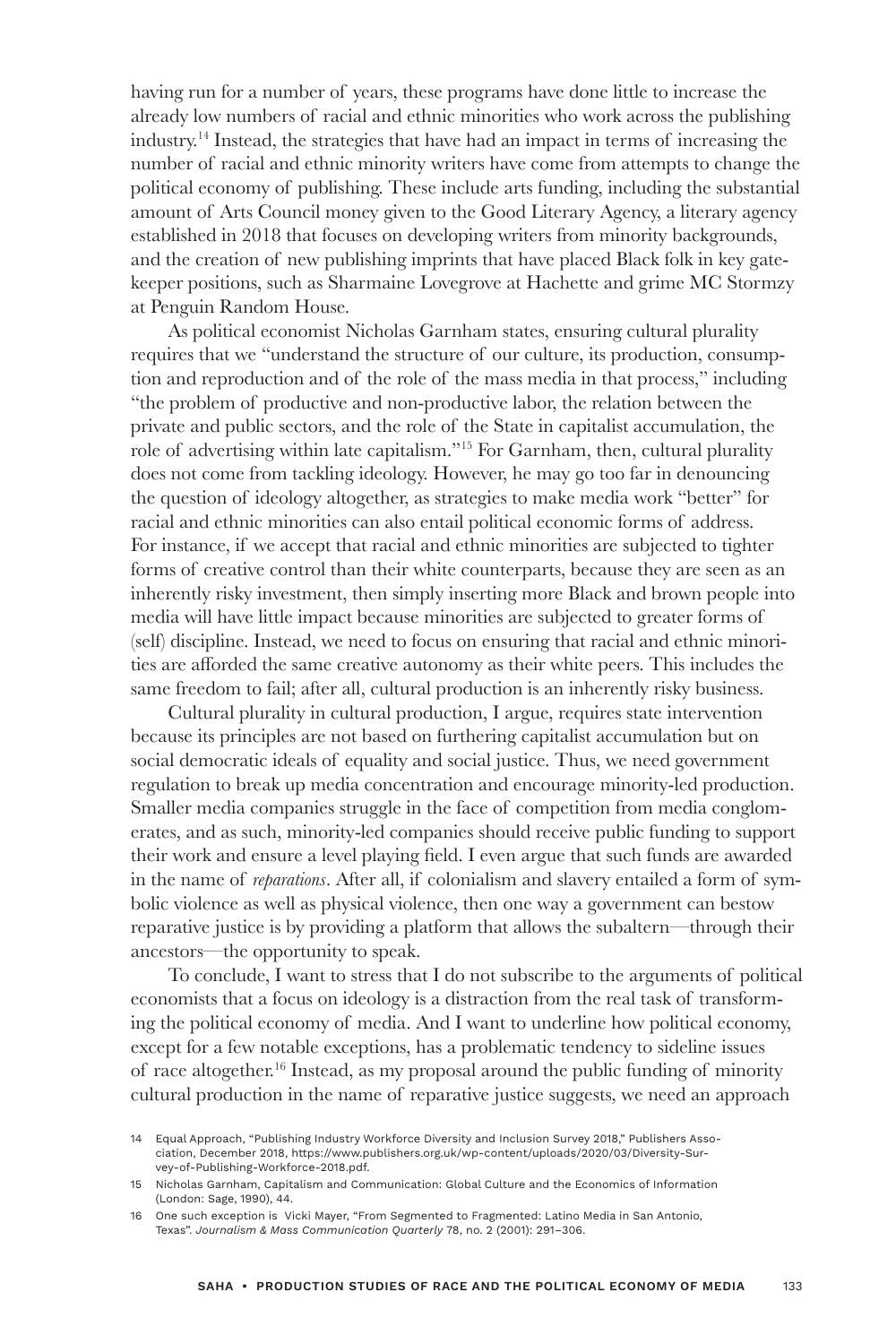having run for a number of years, these programs have done little to increase the already low numbers of racial and ethnic minorities who work across the publishing industry.[14] Instead, the strategies that have had an impact in terms of increasing the number of racial and ethnic minority writers have come from attempts to change the political economy of publishing. These include arts funding, including the substantial amount of Arts Council money given to the Good Literary Agency, a literary agency established in 2018 that focuses on developing writers from minority backgrounds, and the creation of new publishing imprints that have placed Black folk in key gatekeeper positions, such as Sharmaine Lovegrove at Hachette and grime MC Stormzy at Penguin Random House.

As political economist Nicholas Garnham states, ensuring cultural plurality requires that we "understand the structure of our culture, its production, consumption and reproduction and of the role of the mass media in that process," including "the problem of productive and non-productive labor, the relation between the private and public sectors, and the role of the State in capitalist accumulation, the role of advertising within late capitalism."[15] For Garnham, then, cultural plurality does not come from tackling ideology. However, he may go too far in denouncing the question of ideology altogether, as strategies to make media work "better" for racial and ethnic minorities can also entail political economic forms of address. For instance, if we accept that racial and ethnic minorities are subjected to tighter forms of creative control than their white counterparts, because they are seen as an inherently risky investment, then simply inserting more Black and brown people into media will have little impact because minorities are subjected to greater forms of (self) discipline. Instead, we need to focus on ensuring that racial and ethnic minorities are afforded the same creative autonomy as their white peers. This includes the same freedom to fail; after all, cultural production is an inherently risky business.

Cultural plurality in cultural production, I argue, requires state intervention because its principles are not based on furthering capitalist accumulation but on social democratic ideals of equality and social justice. Thus, we need government regulation to break up media concentration and encourage minority-led production. Smaller media companies struggle in the face of competition from media conglomerates, and as such, minority-led companies should receive public funding to support their work and ensure a level playing field. I even argue that such funds are awarded in the name of *reparations*. After all, if colonialism and slavery entailed a form of symbolic violence as well as physical violence, then one way a government can bestow reparative justice is by providing a platform that allows the subaltern—through their ancestors—the opportunity to speak.

To conclude, I want to stress that I do not subscribe to the arguments of political economists that a focus on ideology is a distraction from the real task of transforming the political economy of media. And I want to underline how political economy, except for a few notable exceptions, has a problematic tendency to sideline issues of race altogether.[16] Instead, as my proposal around the public funding of minority cultural production in the name of reparative justice suggests, we need an approach

---

14 Equal Approach, "Publishing Industry Workforce Diversity and Inclusion Survey 2018," Publishers Association, December 2018, https://www.publishers.org.uk/wp-content/uploads/2020/03/Diversity-Survey-of-Publishing-Workforce-2018.pdf.

15 Nicholas Garnham, Capitalism and Communication: Global Culture and the Economics of Information (London: Sage, 1990), 44.

16 One such exception is Vicki Mayer, "From Segmented to Fragmented: Latino Media in San Antonio, Texas". *Journalism & Mass Communication Quarterly* 78, no. 2 (2001): 291–306.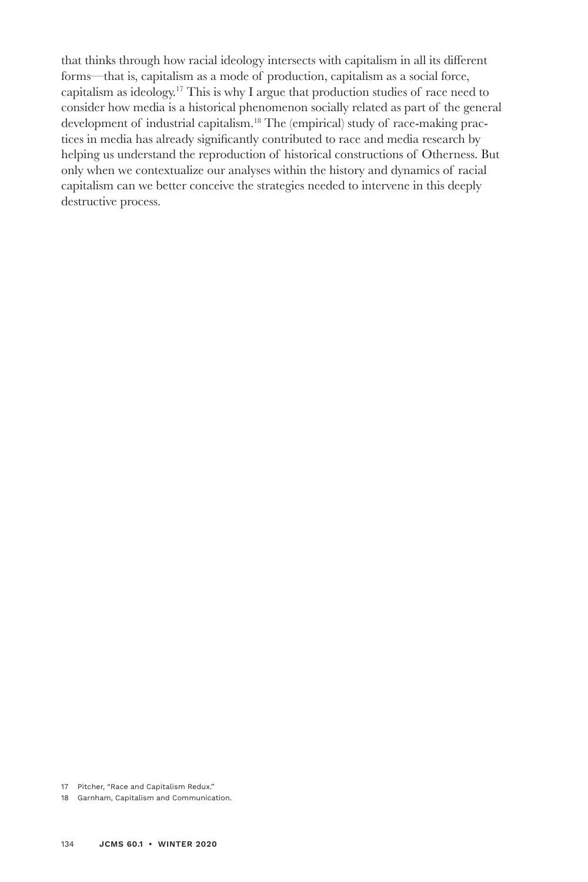that thinks through how racial ideology intersects with capitalism in all its different forms—that is, capitalism as a mode of production, capitalism as a social force, capitalism as ideology.[17] This is why I argue that production studies of race need to consider how media is a historical phenomenon socially related as part of the general development of industrial capitalism.[18] The (empirical) study of race-making practices in media has already significantly contributed to race and media research by helping us understand the reproduction of historical constructions of Otherness. But only when we contextualize our analyses within the history and dynamics of racial capitalism can we better conceive the strategies needed to intervene in this deeply destructive process.

17 Pitcher, "Race and Capitalism Redux."

18 Garnham, Capitalism and Communication.